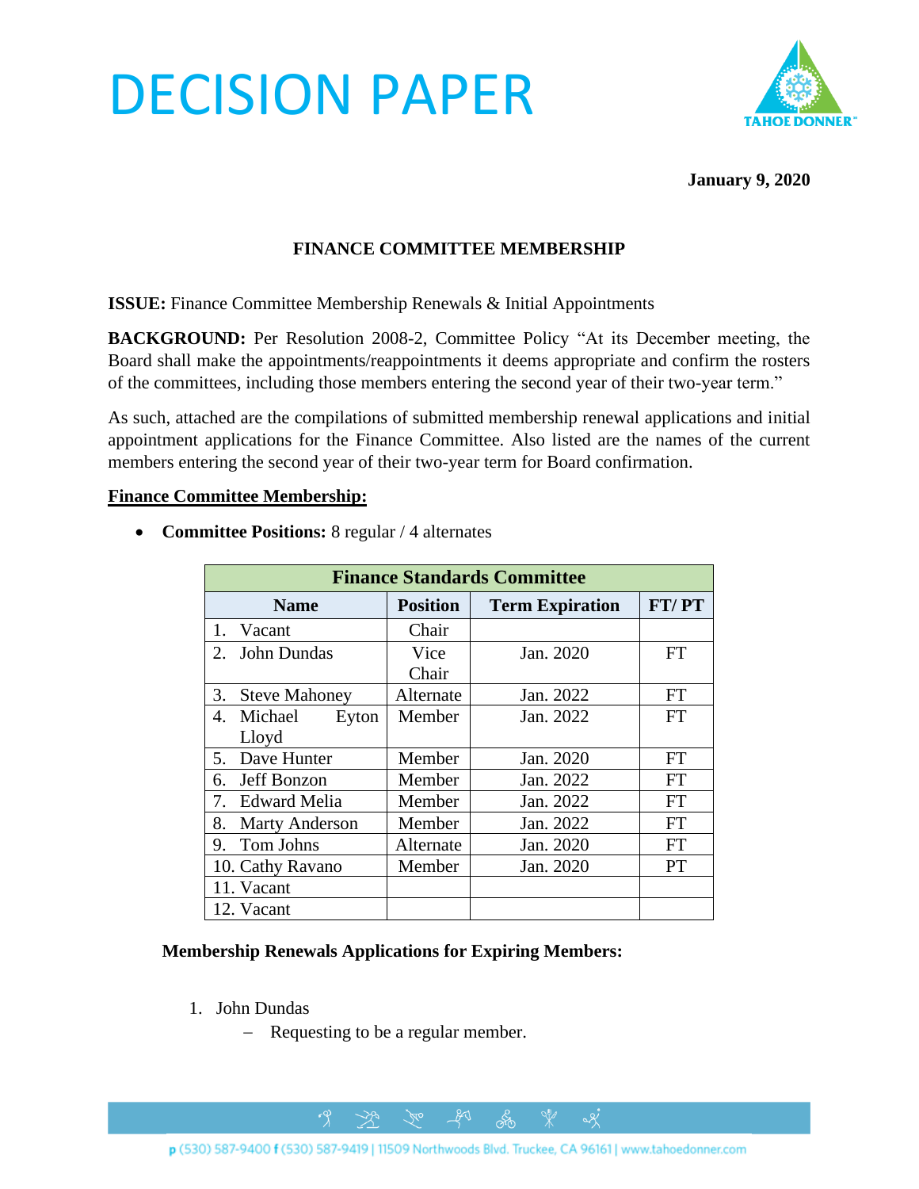# DECISION PAPER

**January 9, 2020**

**FINANCE COMMITTEE MEMBERSHIP**

**ISSUE:** Finance Committee Membership Renewals & Initial Appointments

**BACKGROUND:** Per Resolution 2008-2, Committee Policy "At its December meeting, the Board shall make the appointments/reappointments it deems appropriate and confirm the rosters of the committees, including those members entering the second year of their two-year term."

As such, attached are the compilations of submitted membership renewal applications and initial appointment applications for the Finance Committee. Also listed are the names of the current members entering the second year of their two-year term for Board confirmation.

**<u>Finance Committee Membership:</u>**

- **Committee Positions:** 8 regular / 4 alternates

| Finance Standards Committee | | | |
|---|---|---|---|
| **Name** | **Position** | **Term Expiration** | **FT/ PT** |
| 1. Vacant | Chair | | |
| 2. John Dundas | Vice Chair | Jan. 2020 | FT |
| 3. Steve Mahoney | Alternate | Jan. 2022 | FT |
| 4. Michael Eyton Lloyd | Member | Jan. 2022 | FT |
| 5. Dave Hunter | Member | Jan. 2020 | FT |
| 6. Jeff Bonzon | Member | Jan. 2022 | FT |
| 7. Edward Melia | Member | Jan. 2022 | FT |
| 8. Marty Anderson | Member | Jan. 2022 | FT |
| 9. Tom Johns | Alternate | Jan. 2020 | FT |
| 10. Cathy Ravano | Member | Jan. 2020 | PT |
| 11. Vacant | | | |
| 12. Vacant | | | |

**Membership Renewals Applications for Expiring Members:**

1. John Dundas
   - Requesting to be a regular member.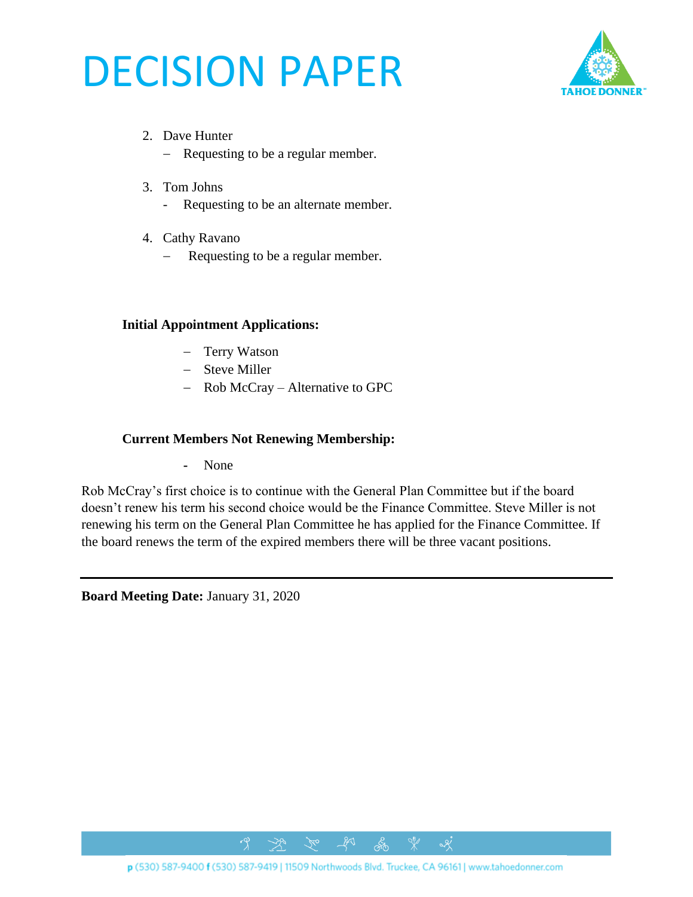# DECISION PAPER

2. Dave Hunter
   - Requesting to be a regular member.

3. Tom Johns
   - Requesting to be an alternate member.

4. Cathy Ravano
   - Requesting to be a regular member.

**Initial Appointment Applications:**

- Terry Watson
- Steve Miller
- Rob McCray – Alternative to GPC

**Current Members Not Renewing Membership:**

- None

Rob McCray's first choice is to continue with the General Plan Committee but if the board doesn't renew his term his second choice would be the Finance Committee. Steve Miller is not renewing his term on the General Plan Committee he has applied for the Finance Committee. If the board renews the term of the expired members there will be three vacant positions.

---

**Board Meeting Date:** January 31, 2020